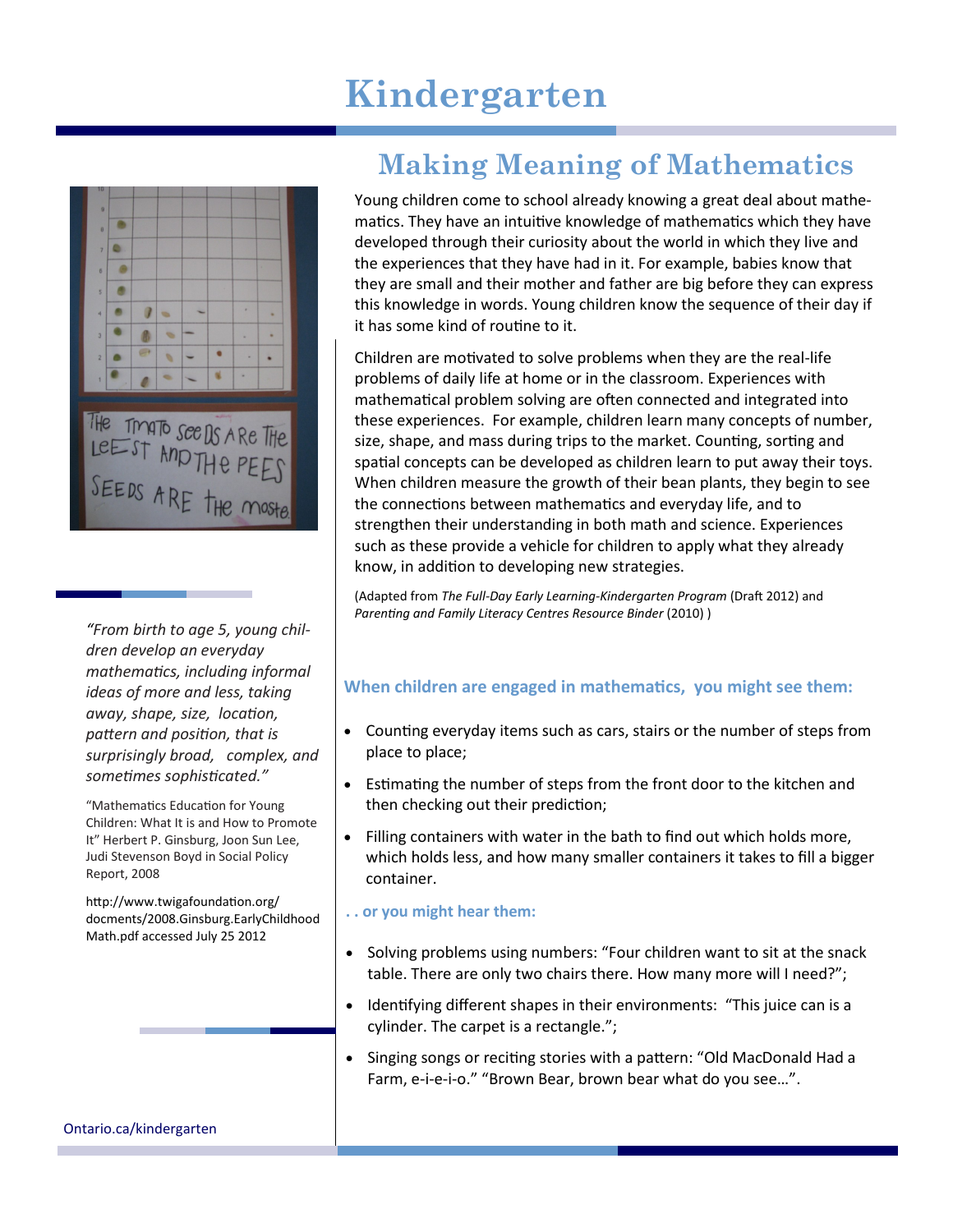# Kindergarten

## Making Meaning of Mathematics

Young children come to school already knowing a great deal about mathematics. They have an intuitive knowledge of mathematics which they have developed through their curiosity about the world in which they live and the experiences that they have had in it. For example, babies know that they are small and their mother and father are big before they can express this knowledge in words. Young children know the sequence of their day if it has some kind of routine to it.

Children are motivated to solve problems when they are the real-life problems of daily life at home or in the classroom. Experiences with mathematical problem solving are often connected and integrated into these experiences. For example, children learn many concepts of number, size, shape, and mass during trips to the market. Counting, sorting and spatial concepts can be developed as children learn to put away their toys. When children measure the growth of their bean plants, they begin to see the connections between mathematics and everyday life, and to strengthen their understanding in both math and science. Experiences such as these provide a vehicle for children to apply what they already know, in addition to developing new strategies.

(Adapted from *The Full-Day Early Learning-Kindergarten Program* (Draft 2012) and *Parenting and Family Literacy Centres Resource Binder* (2010) )

*"From birth to age 5, young children develop an everyday mathematics, including informal ideas of more and less, taking away, shape, size, location, pattern and position, that is surprisingly broad, complex, and sometimes sophisticated."*

"Mathematics Education for Young Children: What It is and How to Promote It" Herbert P. Ginsburg, Joon Sun Lee, Judi Stevenson Boyd in Social Policy Report, 2008

http://www.twigafoundation.org/docments/2008.Ginsburg.EarlyChildhoodMath.pdf accessed July 25 2012

### When children are engaged in mathematics, you might see them:

- Counting everyday items such as cars, stairs or the number of steps from place to place;
- Estimating the number of steps from the front door to the kitchen and then checking out their prediction;
- Filling containers with water in the bath to find out which holds more, which holds less, and how many smaller containers it takes to fill a bigger container.

### . . or you might hear them:

- Solving problems using numbers: "Four children want to sit at the snack table. There are only two chairs there. How many more will I need?";
- Identifying different shapes in their environments: "This juice can is a cylinder. The carpet is a rectangle.";
- Singing songs or reciting stories with a pattern: "Old MacDonald Had a Farm, e-i-e-i-o." "Brown Bear, brown bear what do you see…".

Ontario.ca/kindergarten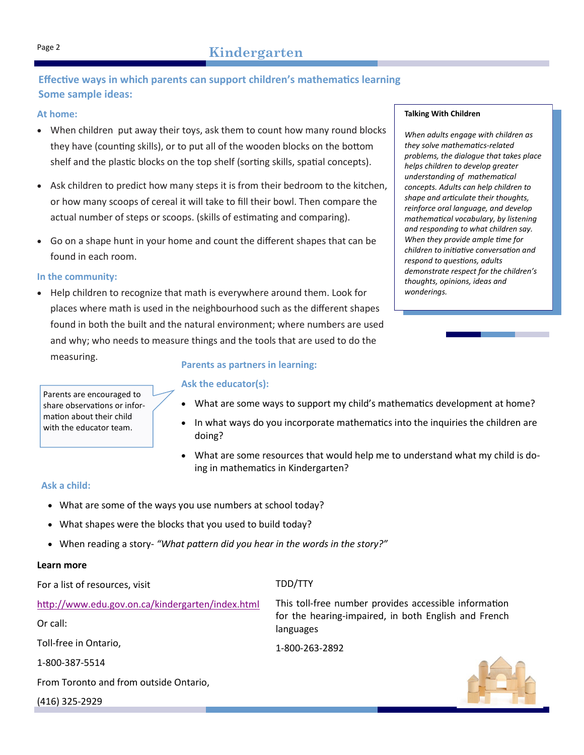# Kindergarten

## Effective ways in which parents can support children's mathematics learning

## Some sample ideas:

### At home:

- When children put away their toys, ask them to count how many round blocks they have (counting skills), or to put all of the wooden blocks on the bottom shelf and the plastic blocks on the top shelf (sorting skills, spatial concepts).
- Ask children to predict how many steps it is from their bedroom to the kitchen, or how many scoops of cereal it will take to fill their bowl. Then compare the actual number of steps or scoops. (skills of estimating and comparing).
- Go on a shape hunt in your home and count the different shapes that can be found in each room.

### In the community:

- Help children to recognize that math is everywhere around them. Look for places where math is used in the neighbourhood such as the different shapes found in both the built and the natural environment; where numbers are used and why; who needs to measure things and the tools that are used to do the measuring.

**Talking With Children**

*When adults engage with children as they solve mathematics-related problems, the dialogue that takes place helps children to develop greater understanding of mathematical concepts. Adults can help children to shape and articulate their thoughts, reinforce oral language, and develop mathematical vocabulary, by listening and responding to what children say. When they provide ample time for children to initiative conversation and respond to questions, adults demonstrate respect for the children's thoughts, opinions, ideas and wonderings.*

### Parents as partners in learning:

### Ask the educator(s):

Parents are encouraged to share observations or information about their child with the educator team.

- What are some ways to support my child's mathematics development at home?
- In what ways do you incorporate mathematics into the inquiries the children are doing?
- What are some resources that would help me to understand what my child is doing in mathematics in Kindergarten?

### Ask a child:

- What are some of the ways you use numbers at school today?
- What shapes were the blocks that you used to build today?
- When reading a story- *"What pattern did you hear in the words in the story?"*

**Learn more**

For a list of resources, visit

http://www.edu.gov.on.ca/kindergarten/index.html

Or call:

Toll-free in Ontario,

1-800-387-5514

From Toronto and from outside Ontario,

(416) 325-2929

TDD/TTY

This toll-free number provides accessible information for the hearing-impaired, in both English and French languages

1-800-263-2892